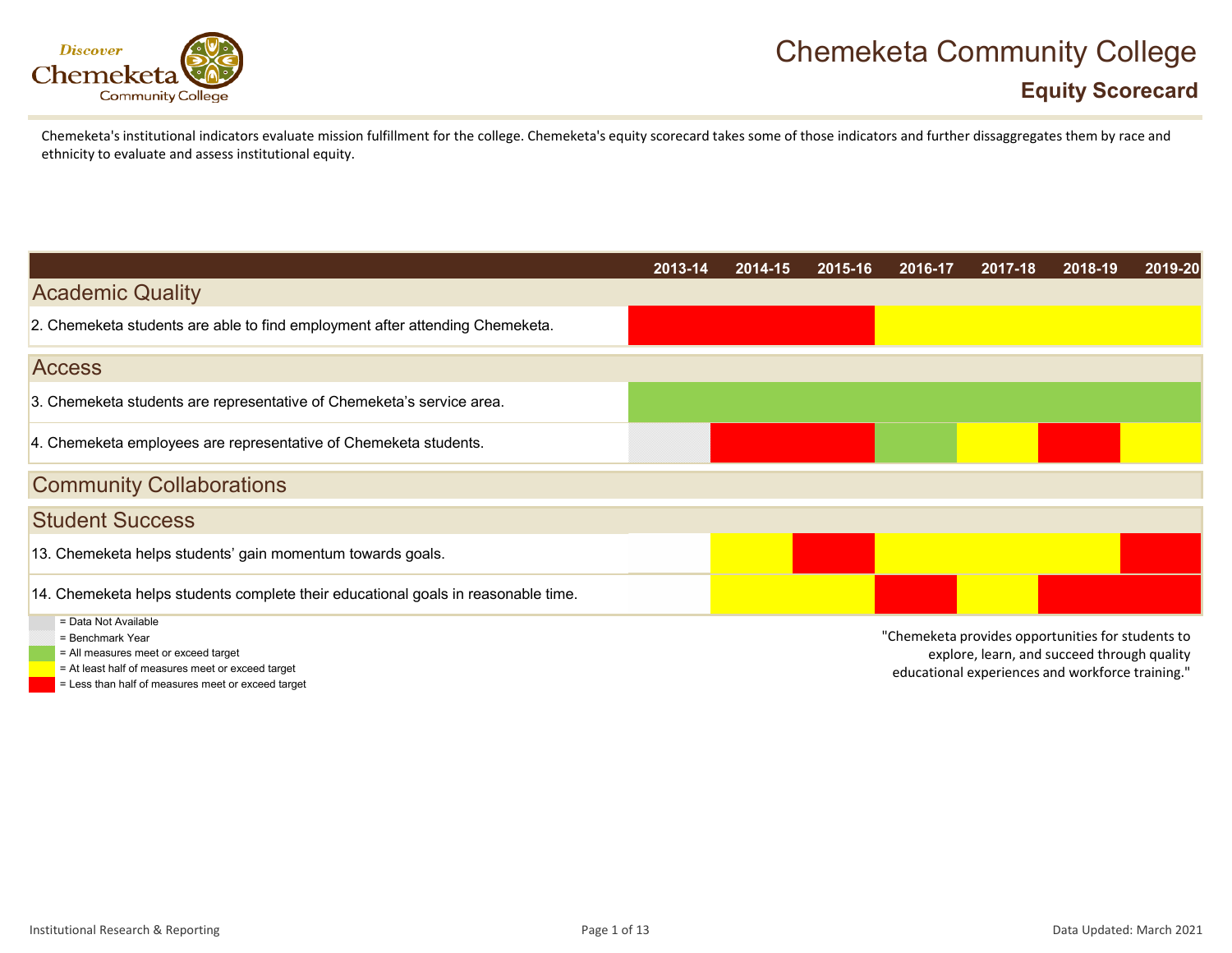# Chemeketa Community College

## Equity Scorecard

Chemeketa's institutional indicators evaluate mission fulfillment for the college. Chemeketa's equity scorecard takes some of those indicators and further dissaggregates them by race and ethnicity to evaluate and assess institutional equity.

| | 2013-14 | 2014-15 | 2015-16 | 2016-17 | 2017-18 | 2018-19 | 2019-20 |
|---|---|---|---|---|---|---|---|
| **Academic Quality** | | | | | | | |
| 2. Chemeketa students are able to find employment after attending Chemeketa. | Red | Red | Red | Yellow | Yellow | Yellow | Yellow |
| **Access** | | | | | | | |
| 3. Chemeketa students are representative of Chemeketa's service area. | Green | Green | Green | Green | Green | Green | Green |
| 4. Chemeketa employees are representative of Chemeketa students. | Benchmark Year | Red | Red | Green | Yellow | Red | Yellow |
| **Community Collaborations** | | | | | | | |
| **Student Success** | | | | | | | |
| 13. Chemeketa helps students' gain momentum towards goals. | | Yellow | Red | Yellow | Yellow | Yellow | Red |
| 14. Chemeketa helps students complete their educational goals in reasonable time. | | Yellow | Yellow | Red | Yellow | Red | Red |

- Gray = Data Not Available
- Hatched = Benchmark Year
- Green = All measures meet or exceed target
- Yellow = At least half of measures meet or exceed target
- Red = Less than half of measures meet or exceed target

"Chemeketa provides opportunities for students to explore, learn, and succeed through quality educational experiences and workforce training."

Institutional Research & Reporting

Data Updated: March 2021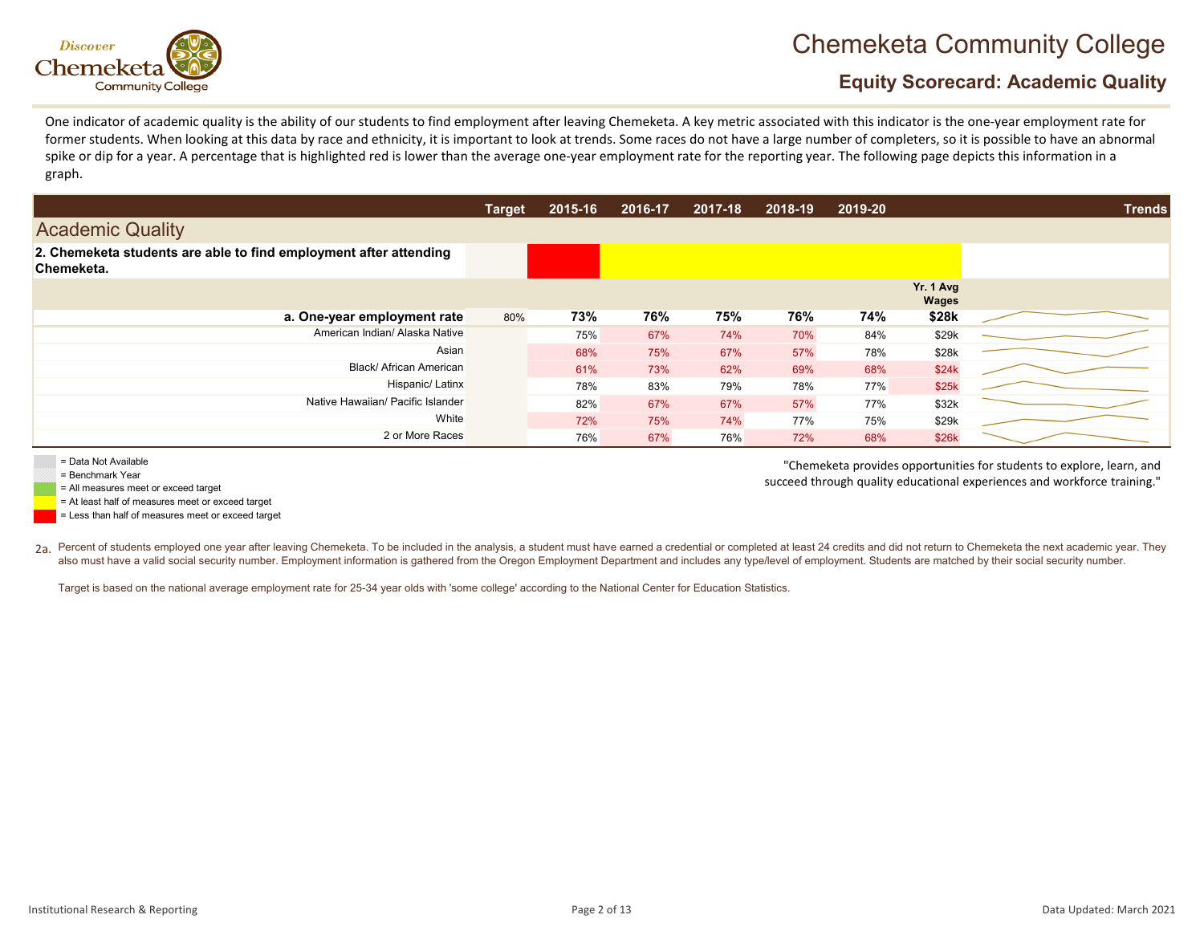# Chemeketa Community College

## Equity Scorecard: Academic Quality

One indicator of academic quality is the ability of our students to find employment after leaving Chemeketa. A key metric associated with this indicator is the one-year employment rate for former students. When looking at this data by race and ethnicity, it is important to look at trends. Some races do not have a large number of completers, so it is possible to have an abnormal spike or dip for a year. A percentage that is highlighted red is lower than the average one-year employment rate for the reporting year. The following page depicts this information in a graph.

| | Target | 2015-16 | 2016-17 | 2017-18 | 2018-19 | 2019-20 | Yr. 1 Avg Wages | Trends |
|---|---|---|---|---|---|---|---|---|
| **Academic Quality** | | | | | | | | |
| **2. Chemeketa students are able to find employment after attending Chemeketa.** | | | | | | | | |
| **a. One-year employment rate** | 80% | **73%** | **76%** | **75%** | **76%** | **74%** | **$28k** | |
| American Indian/ Alaska Native | | 75% | 67% | 74% | 70% | 84% | $29k | |
| Asian | | 68% | 75% | 67% | 57% | 78% | $28k | |
| Black/ African American | | 61% | 73% | 62% | 69% | 68% | $24k | |
| Hispanic/ Latinx | | 78% | 83% | 79% | 78% | 77% | $25k | |
| Native Hawaiian/ Pacific Islander | | 82% | 67% | 67% | 57% | 77% | $32k | |
| White | | 72% | 75% | 74% | 77% | 75% | $29k | |
| 2 or More Races | | 76% | 67% | 76% | 72% | 68% | $26k | |

- = Data Not Available
- = Benchmark Year
- = All measures meet or exceed target
- = At least half of measures meet or exceed target
- = Less than half of measures meet or exceed target

"Chemeketa provides opportunities for students to explore, learn, and succeed through quality educational experiences and workforce training."

2a. Percent of students employed one year after leaving Chemeketa. To be included in the analysis, a student must have earned a credential or completed at least 24 credits and did not return to Chemeketa the next academic year. They also must have a valid social security number. Employment information is gathered from the Oregon Employment Department and includes any type/level of employment. Students are matched by their social security number.

Target is based on the national average employment rate for 25-34 year olds with 'some college' according to the National Center for Education Statistics.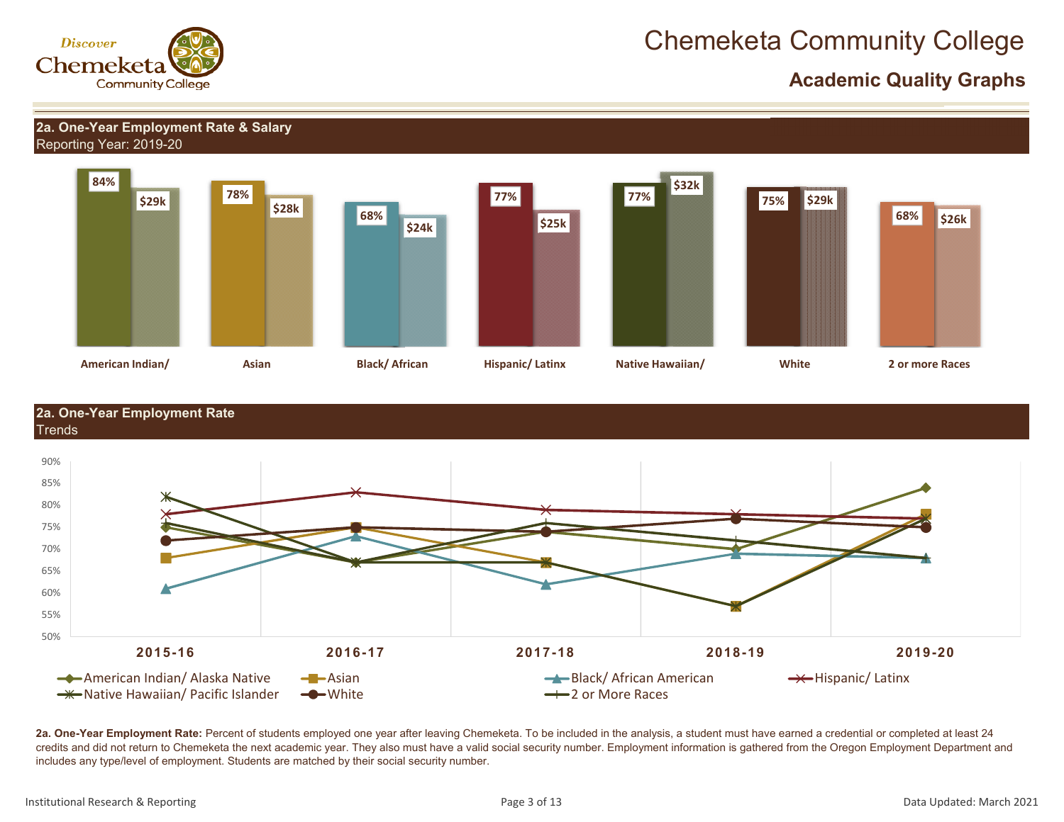# Chemeketa Community College

## Academic Quality Graphs

### 2a. One-Year Employment Rate & Salary

Reporting Year: 2019-20

| | American Indian/ | Asian | Black/ African | Hispanic/ Latinx | Native Hawaiian/ | White | 2 or more Races |
|---|---|---|---|---|---|---|---|
| Employment Rate | 84% | 78% | 68% | 77% | 77% | 75% | 68% |
| Salary | $29k | $28k | $24k | $25k | $32k | $29k | $26k |

### 2a. One-Year Employment Rate

Trends

| | 2015-16 | 2016-17 | 2017-18 | 2018-19 | 2019-20 |
|---|---|---|---|---|---|
| American Indian/ Alaska Native | 75% | 67% | 74% | 70% | 84% |
| Asian | 68% | 75% | 67% | 57% | 78% |
| Black/ African American | 61% | 73% | 62% | 69% | 68% |
| Hispanic/ Latinx | 78% | 83% | 79% | 78% | 77% |
| Native Hawaiian/ Pacific Islander | 82% | 67% | 67% | 57% | 77% |
| White | 72% | 75% | 74% | 77% | 75% |
| 2 or More Races | 76% | 67% | 76% | 72% | 68% |

**2a. One-Year Employment Rate:** Percent of students employed one year after leaving Chemeketa. To be included in the analysis, a student must have earned a credential or completed at least 24 credits and did not return to Chemeketa the next academic year. They also must have a valid social security number. Employment information is gathered from the Oregon Employment Department and includes any type/level of employment. Students are matched by their social security number.

Institutional Research & Reporting

Data Updated: March 2021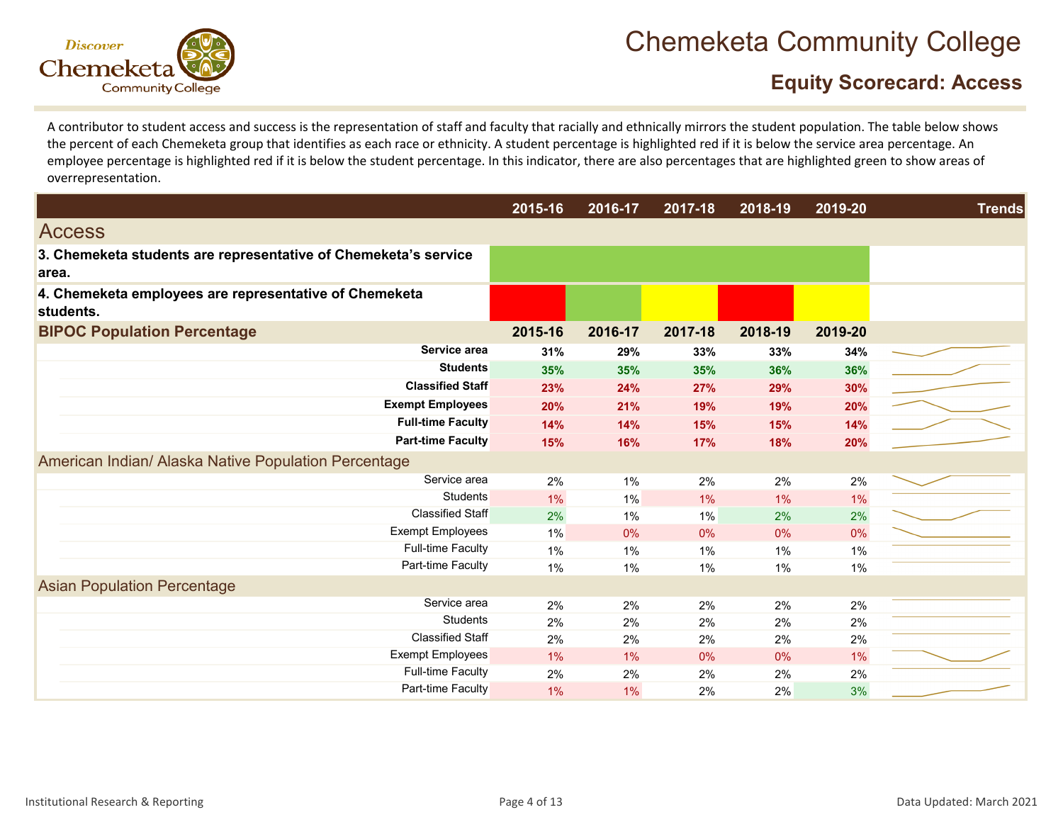# Chemeketa Community College

## Equity Scorecard: Access

A contributor to student access and success is the representation of staff and faculty that racially and ethnically mirrors the student population. The table below shows the percent of each Chemeketa group that identifies as each race or ethnicity. A student percentage is highlighted red if it is below the service area percentage. An employee percentage is highlighted red if it is below the student percentage. In this indicator, there are also percentages that are highlighted green to show areas of overrepresentation.

| | 2015-16 | 2016-17 | 2017-18 | 2018-19 | 2019-20 | Trends |
|---|---|---|---|---|---|---|
| **Access** | | | | | | |
| **3. Chemeketa students are representative of Chemeketa's service area.** | | | | | | |
| **4. Chemeketa employees are representative of Chemeketa students.** | | | | | | |
| **BIPOC Population Percentage** | **2015-16** | **2016-17** | **2017-18** | **2018-19** | **2019-20** | |
| **Service area** | **31%** | **29%** | **33%** | **33%** | **34%** | |
| **Students** | **35%** | **35%** | **35%** | **36%** | **36%** | |
| **Classified Staff** | **23%** | **24%** | **27%** | **29%** | **30%** | |
| **Exempt Employees** | **20%** | **21%** | **19%** | **19%** | **20%** | |
| **Full-time Faculty** | **14%** | **14%** | **15%** | **15%** | **14%** | |
| **Part-time Faculty** | **15%** | **16%** | **17%** | **18%** | **20%** | |
| American Indian/ Alaska Native Population Percentage | | | | | | |
| Service area | 2% | 1% | 2% | 2% | 2% | |
| Students | 1% | 1% | 1% | 1% | 1% | |
| Classified Staff | 2% | 1% | 1% | 2% | 2% | |
| Exempt Employees | 1% | 0% | 0% | 0% | 0% | |
| Full-time Faculty | 1% | 1% | 1% | 1% | 1% | |
| Part-time Faculty | 1% | 1% | 1% | 1% | 1% | |
| Asian Population Percentage | | | | | | |
| Service area | 2% | 2% | 2% | 2% | 2% | |
| Students | 2% | 2% | 2% | 2% | 2% | |
| Classified Staff | 2% | 2% | 2% | 2% | 2% | |
| Exempt Employees | 1% | 1% | 0% | 0% | 1% | |
| Full-time Faculty | 2% | 2% | 2% | 2% | 2% | |
| Part-time Faculty | 1% | 1% | 2% | 2% | 3% | |

Institutional Research & Reporting

Data Updated: March 2021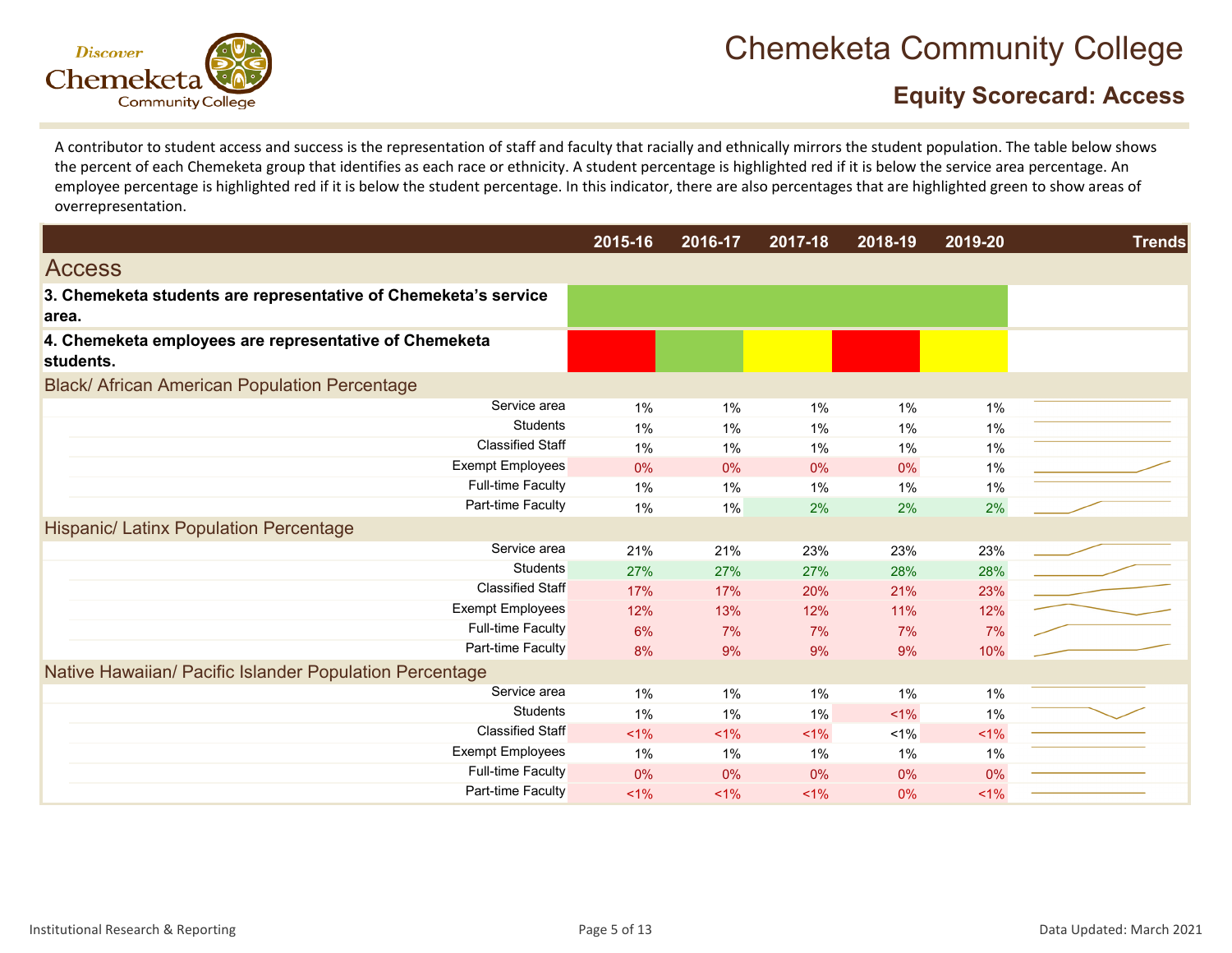# Chemeketa Community College

## Equity Scorecard: Access

A contributor to student access and success is the representation of staff and faculty that racially and ethnically mirrors the student population. The table below shows the percent of each Chemeketa group that identifies as each race or ethnicity. A student percentage is highlighted red if it is below the service area percentage. An employee percentage is highlighted red if it is below the student percentage. In this indicator, there are also percentages that are highlighted green to show areas of overrepresentation.

| | 2015-16 | 2016-17 | 2017-18 | 2018-19 | 2019-20 | Trends |
|---|---|---|---|---|---|---|
| **Access** | | | | | | |
| **3. Chemeketa students are representative of Chemeketa's service area.** | | | | | | |
| **4. Chemeketa employees are representative of Chemeketa students.** | | | | | | |
| **Black/ African American Population Percentage** | | | | | | |
| Service area | 1% | 1% | 1% | 1% | 1% | |
| Students | 1% | 1% | 1% | 1% | 1% | |
| Classified Staff | 1% | 1% | 1% | 1% | 1% | |
| Exempt Employees | 0% | 0% | 0% | 0% | 1% | |
| Full-time Faculty | 1% | 1% | 1% | 1% | 1% | |
| Part-time Faculty | 1% | 1% | 2% | 2% | 2% | |
| **Hispanic/ Latinx Population Percentage** | | | | | | |
| Service area | 21% | 21% | 23% | 23% | 23% | |
| Students | 27% | 27% | 27% | 28% | 28% | |
| Classified Staff | 17% | 17% | 20% | 21% | 23% | |
| Exempt Employees | 12% | 13% | 12% | 11% | 12% | |
| Full-time Faculty | 6% | 7% | 7% | 7% | 7% | |
| Part-time Faculty | 8% | 9% | 9% | 9% | 10% | |
| **Native Hawaiian/ Pacific Islander Population Percentage** | | | | | | |
| Service area | 1% | 1% | 1% | 1% | 1% | |
| Students | 1% | 1% | 1% | <1% | 1% | |
| Classified Staff | <1% | <1% | <1% | <1% | <1% | |
| Exempt Employees | 1% | 1% | 1% | 1% | 1% | |
| Full-time Faculty | 0% | 0% | 0% | 0% | 0% | |
| Part-time Faculty | <1% | <1% | <1% | 0% | <1% | |

Institutional Research & Reporting

Data Updated: March 2021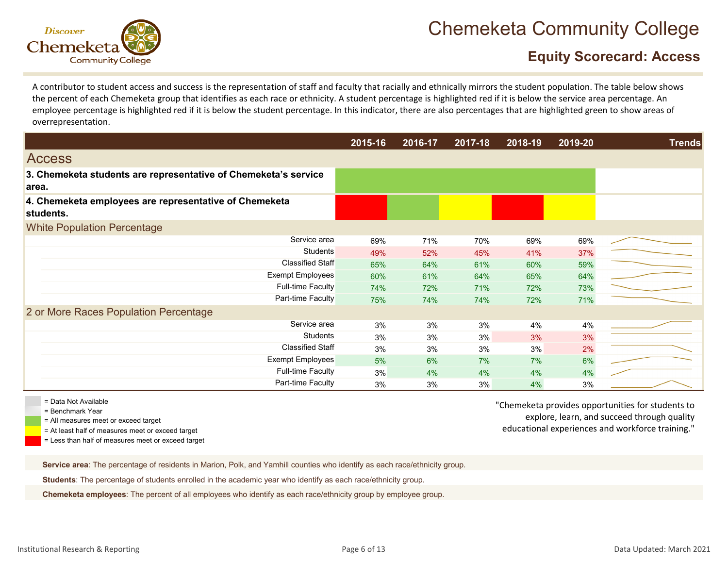# Chemeketa Community College

## Equity Scorecard: Access

A contributor to student access and success is the representation of staff and faculty that racially and ethnically mirrors the student population. The table below shows the percent of each Chemeketa group that identifies as each race or ethnicity. A student percentage is highlighted red if it is below the service area percentage. An employee percentage is highlighted red if it is below the student percentage. In this indicator, there are also percentages that are highlighted green to show areas of overrepresentation.

| | 2015-16 | 2016-17 | 2017-18 | 2018-19 | 2019-20 | Trends |
|---|---|---|---|---|---|---|
| **Access** | | | | | | |
| **3. Chemeketa students are representative of Chemeketa's service area.** | Green | Green | Green | Green | Green | |
| **4. Chemeketa employees are representative of Chemeketa students.** | Red | Green | Yellow | Red | Yellow | |
| **White Population Percentage** | | | | | | |
| Service area | 69% | 71% | 70% | 69% | 69% | |
| Students | 49% | 52% | 45% | 41% | 37% | |
| Classified Staff | 65% | 64% | 61% | 60% | 59% | |
| Exempt Employees | 60% | 61% | 64% | 65% | 64% | |
| Full-time Faculty | 74% | 72% | 71% | 72% | 73% | |
| Part-time Faculty | 75% | 74% | 74% | 72% | 71% | |
| **2 or More Races Population Percentage** | | | | | | |
| Service area | 3% | 3% | 3% | 4% | 4% | |
| Students | 3% | 3% | 3% | 3% | 3% | |
| Classified Staff | 3% | 3% | 3% | 3% | 2% | |
| Exempt Employees | 5% | 6% | 7% | 7% | 6% | |
| Full-time Faculty | 3% | 4% | 4% | 4% | 4% | |
| Part-time Faculty | 3% | 3% | 3% | 4% | 3% | |

- = Data Not Available
- = Benchmark Year
- = All measures meet or exceed target
- = At least half of measures meet or exceed target
- = Less than half of measures meet or exceed target

"Chemeketa provides opportunities for students to explore, learn, and succeed through quality educational experiences and workforce training."

**Service area**: The percentage of residents in Marion, Polk, and Yamhill counties who identify as each race/ethnicity group.

**Students**: The percentage of students enrolled in the academic year who identify as each race/ethnicity group.

**Chemeketa employees**: The percent of all employees who identify as each race/ethnicity group by employee group.

Institutional Research & Reporting

Data Updated: March 2021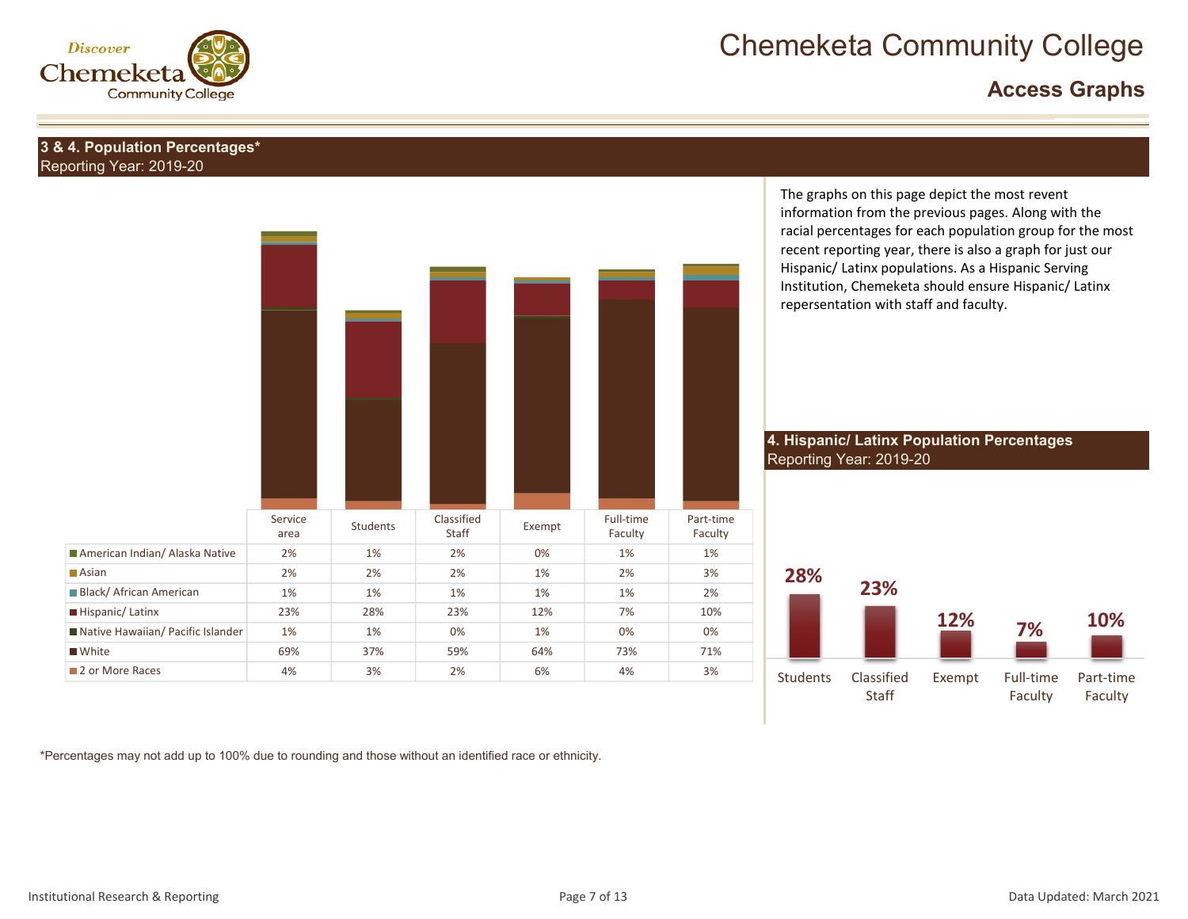# Chemeketa Community College

## Access Graphs

### 3 & 4. Population Percentages*
Reporting Year: 2019-20

| | Service area | Students | Classified Staff | Exempt | Full-time Faculty | Part-time Faculty |
|---|---|---|---|---|---|---|
| American Indian/ Alaska Native | 2% | 1% | 2% | 0% | 1% | 1% |
| Asian | 2% | 2% | 2% | 1% | 2% | 3% |
| Black/ African American | 1% | 1% | 1% | 1% | 1% | 2% |
| Hispanic/ Latinx | 23% | 28% | 23% | 12% | 7% | 10% |
| Native Hawaiian/ Pacific Islander | 1% | 1% | 0% | 1% | 0% | 0% |
| White | 69% | 37% | 59% | 64% | 73% | 71% |
| 2 or More Races | 4% | 3% | 2% | 6% | 4% | 3% |

The graphs on this page depict the most revent information from the previous pages. Along with the racial percentages for each population group for the most recent reporting year, there is also a graph for just our Hispanic/ Latinx populations. As a Hispanic Serving Institution, Chemeketa should ensure Hispanic/ Latinx repersentation with staff and faculty.

### 4. Hispanic/ Latinx Population Percentages
Reporting Year: 2019-20

| Students | Classified Staff | Exempt | Full-time Faculty | Part-time Faculty |
|---|---|---|---|---|
| 28% | 23% | 12% | 7% | 10% |

*Percentages may not add up to 100% due to rounding and those without an identified race or ethnicity.

Institutional Research & Reporting

Data Updated: March 2021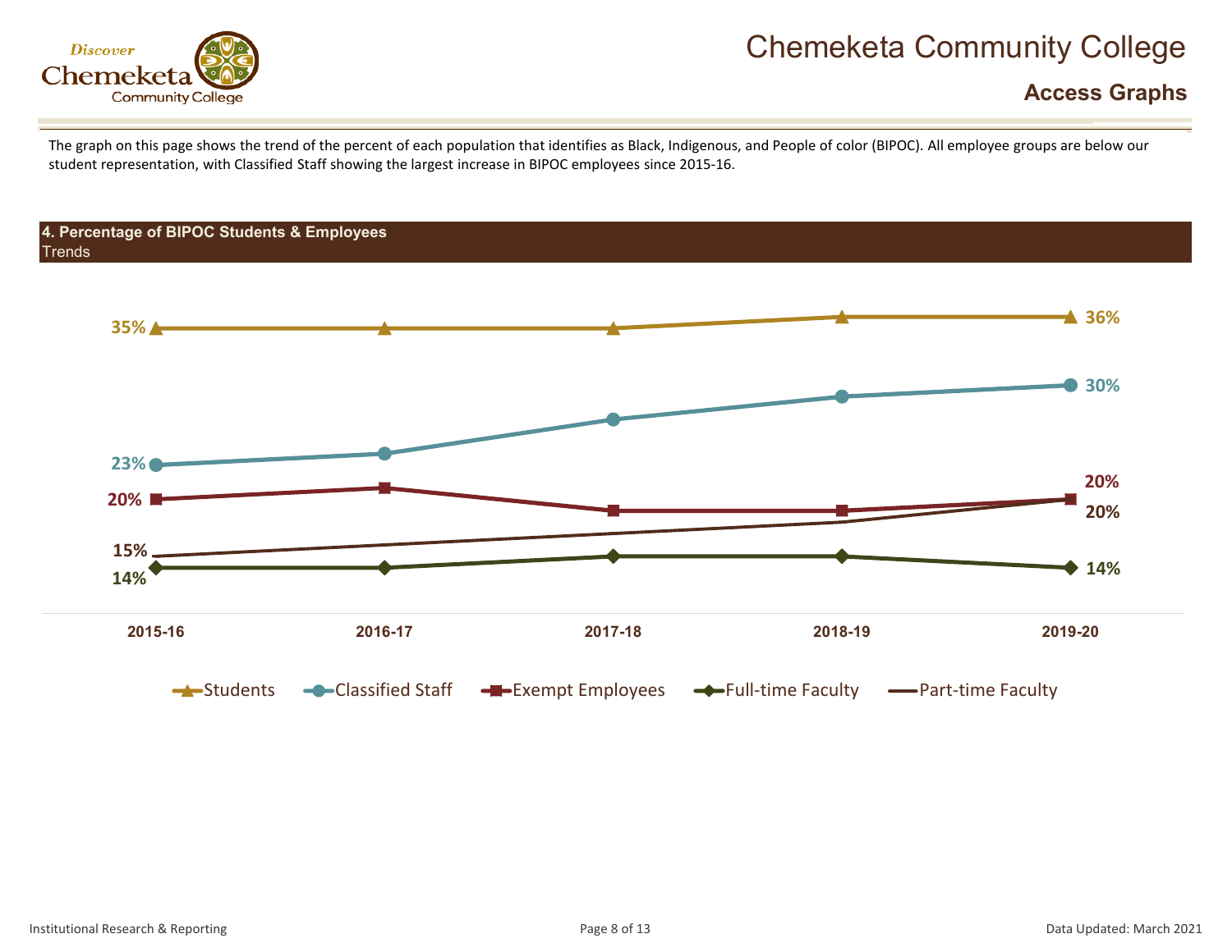# Chemeketa Community College

## Access Graphs

The graph on this page shows the trend of the percent of each population that identifies as Black, Indigenous, and People of color (BIPOC). All employee groups are below our student representation, with Classified Staff showing the largest increase in BIPOC employees since 2015-16.

### 4. Percentage of BIPOC Students & Employees

Trends

| | 2015-16 | 2019-20 |
|---|---|---|
| Students | 35% | 36% |
| Classified Staff | 23% | 30% |
| Exempt Employees | 20% | 20% |
| Full-time Faculty | 14% | 14% |
| Part-time Faculty | 15% | 20% |

Data Updated: March 2021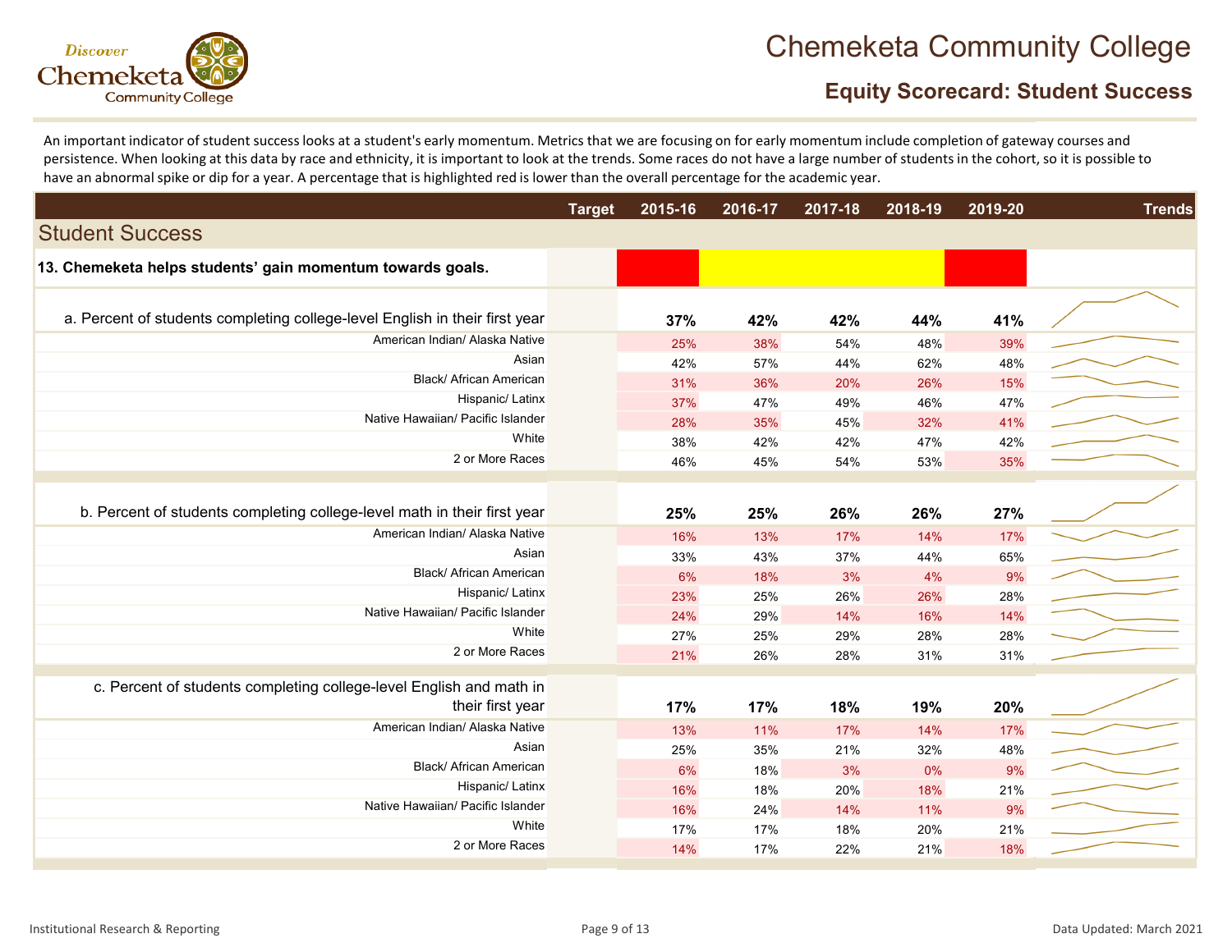# Chemeketa Community College

## Equity Scorecard: Student Success

An important indicator of student success looks at a student's early momentum. Metrics that we are focusing on for early momentum include completion of gateway courses and persistence. When looking at this data by race and ethnicity, it is important to look at the trends. Some races do not have a large number of students in the cohort, so it is possible to have an abnormal spike or dip for a year. A percentage that is highlighted red is lower than the overall percentage for the academic year.

| | Target | 2015-16 | 2016-17 | 2017-18 | 2018-19 | 2019-20 | Trends |
|---|---|---|---|---|---|---|---|
| **Student Success** | | | | | | | |
| **13. Chemeketa helps students' gain momentum towards goals.** | | | | | | | |
| a. Percent of students completing college-level English in their first year | | **37%** | **42%** | **42%** | **44%** | **41%** | |
| American Indian/ Alaska Native | | 25% | 38% | 54% | 48% | 39% | |
| Asian | | 42% | 57% | 44% | 62% | 48% | |
| Black/ African American | | 31% | 36% | 20% | 26% | 15% | |
| Hispanic/ Latinx | | 37% | 47% | 49% | 46% | 47% | |
| Native Hawaiian/ Pacific Islander | | 28% | 35% | 45% | 32% | 41% | |
| White | | 38% | 42% | 42% | 47% | 42% | |
| 2 or More Races | | 46% | 45% | 54% | 53% | 35% | |
| b. Percent of students completing college-level math in their first year | | **25%** | **25%** | **26%** | **26%** | **27%** | |
| American Indian/ Alaska Native | | 16% | 13% | 17% | 14% | 17% | |
| Asian | | 33% | 43% | 37% | 44% | 65% | |
| Black/ African American | | 6% | 18% | 3% | 4% | 9% | |
| Hispanic/ Latinx | | 23% | 25% | 26% | 26% | 28% | |
| Native Hawaiian/ Pacific Islander | | 24% | 29% | 14% | 16% | 14% | |
| White | | 27% | 25% | 29% | 28% | 28% | |
| 2 or More Races | | 21% | 26% | 28% | 31% | 31% | |
| c. Percent of students completing college-level English and math in their first year | | **17%** | **17%** | **18%** | **19%** | **20%** | |
| American Indian/ Alaska Native | | 13% | 11% | 17% | 14% | 17% | |
| Asian | | 25% | 35% | 21% | 32% | 48% | |
| Black/ African American | | 6% | 18% | 3% | 0% | 9% | |
| Hispanic/ Latinx | | 16% | 18% | 20% | 18% | 21% | |
| Native Hawaiian/ Pacific Islander | | 16% | 24% | 14% | 11% | 9% | |
| White | | 17% | 17% | 18% | 20% | 21% | |
| 2 or More Races | | 14% | 17% | 22% | 21% | 18% | |

Institutional Research & Reporting

Data Updated: March 2021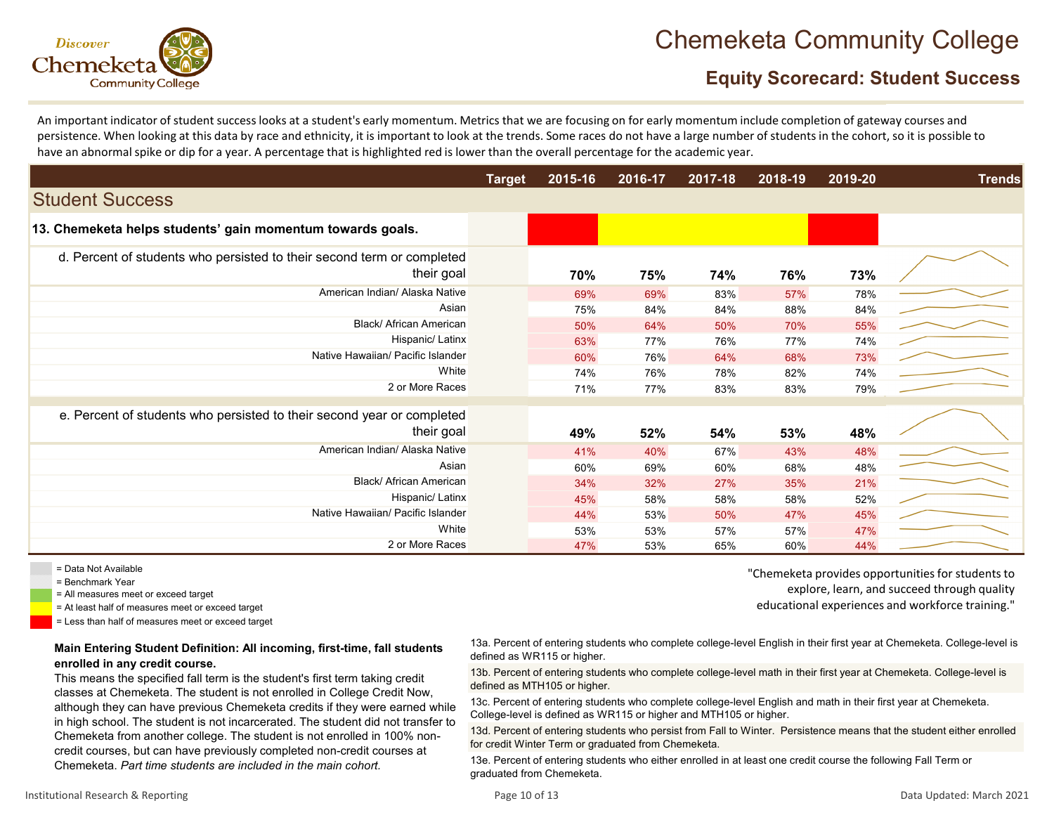# Chemeketa Community College

## Equity Scorecard: Student Success

An important indicator of student success looks at a student's early momentum. Metrics that we are focusing on for early momentum include completion of gateway courses and persistence. When looking at this data by race and ethnicity, it is important to look at the trends. Some races do not have a large number of students in the cohort, so it is possible to have an abnormal spike or dip for a year. A percentage that is highlighted red is lower than the overall percentage for the academic year.

| | Target | 2015-16 | 2016-17 | 2017-18 | 2018-19 | 2019-20 | Trends |
|---|---|---|---|---|---|---|---|
| **Student Success** | | | | | | | |
| **13. Chemeketa helps students' gain momentum towards goals.** | | (red) | (yellow) | (yellow) | (yellow) | (red) | |
| d. Percent of students who persisted to their second term or completed their goal | | **70%** | **75%** | **74%** | **76%** | **73%** | |
| American Indian/ Alaska Native | | 69% | 69% | 83% | 57% | 78% | |
| Asian | | 75% | 84% | 84% | 88% | 84% | |
| Black/ African American | | 50% | 64% | 50% | 70% | 55% | |
| Hispanic/ Latinx | | 63% | 77% | 76% | 77% | 74% | |
| Native Hawaiian/ Pacific Islander | | 60% | 76% | 64% | 68% | 73% | |
| White | | 74% | 76% | 78% | 82% | 74% | |
| 2 or More Races | | 71% | 77% | 83% | 83% | 79% | |
| e. Percent of students who persisted to their second year or completed their goal | | **49%** | **52%** | **54%** | **53%** | **48%** | |
| American Indian/ Alaska Native | | 41% | 40% | 67% | 43% | 48% | |
| Asian | | 60% | 69% | 60% | 68% | 48% | |
| Black/ African American | | 34% | 32% | 27% | 35% | 21% | |
| Hispanic/ Latinx | | 45% | 58% | 58% | 58% | 52% | |
| Native Hawaiian/ Pacific Islander | | 44% | 53% | 50% | 47% | 45% | |
| White | | 53% | 53% | 57% | 57% | 47% | |
| 2 or More Races | | 47% | 53% | 65% | 60% | 44% | |

- = Data Not Available
- = Benchmark Year
- = All measures meet or exceed target
- = At least half of measures meet or exceed target
- = Less than half of measures meet or exceed target

"Chemeketa provides opportunities for students to explore, learn, and succeed through quality educational experiences and workforce training."

**Main Entering Student Definition: All incoming, first-time, fall students enrolled in any credit course.**

This means the specified fall term is the student's first term taking credit classes at Chemeketa. The student is not enrolled in College Credit Now, although they can have previous Chemeketa credits if they were earned while in high school. The student is not incarcerated. The student did not transfer to Chemeketa from another college. The student is not enrolled in 100% non-credit courses, but can have previously completed non-credit courses at Chemeketa. *Part time students are included in the main cohort.*

13a. Percent of entering students who complete college-level English in their first year at Chemeketa. College-level is defined as WR115 or higher.

13b. Percent of entering students who complete college-level math in their first year at Chemeketa. College-level is defined as MTH105 or higher.

13c. Percent of entering students who complete college-level English and math in their first year at Chemeketa. College-level is defined as WR115 or higher and MTH105 or higher.

13d. Percent of entering students who persist from Fall to Winter. Persistence means that the student either enrolled for credit Winter Term or graduated from Chemeketa.

13e. Percent of entering students who either enrolled in at least one credit course the following Fall Term or graduated from Chemeketa.

Institutional Research & Reporting

Data Updated: March 2021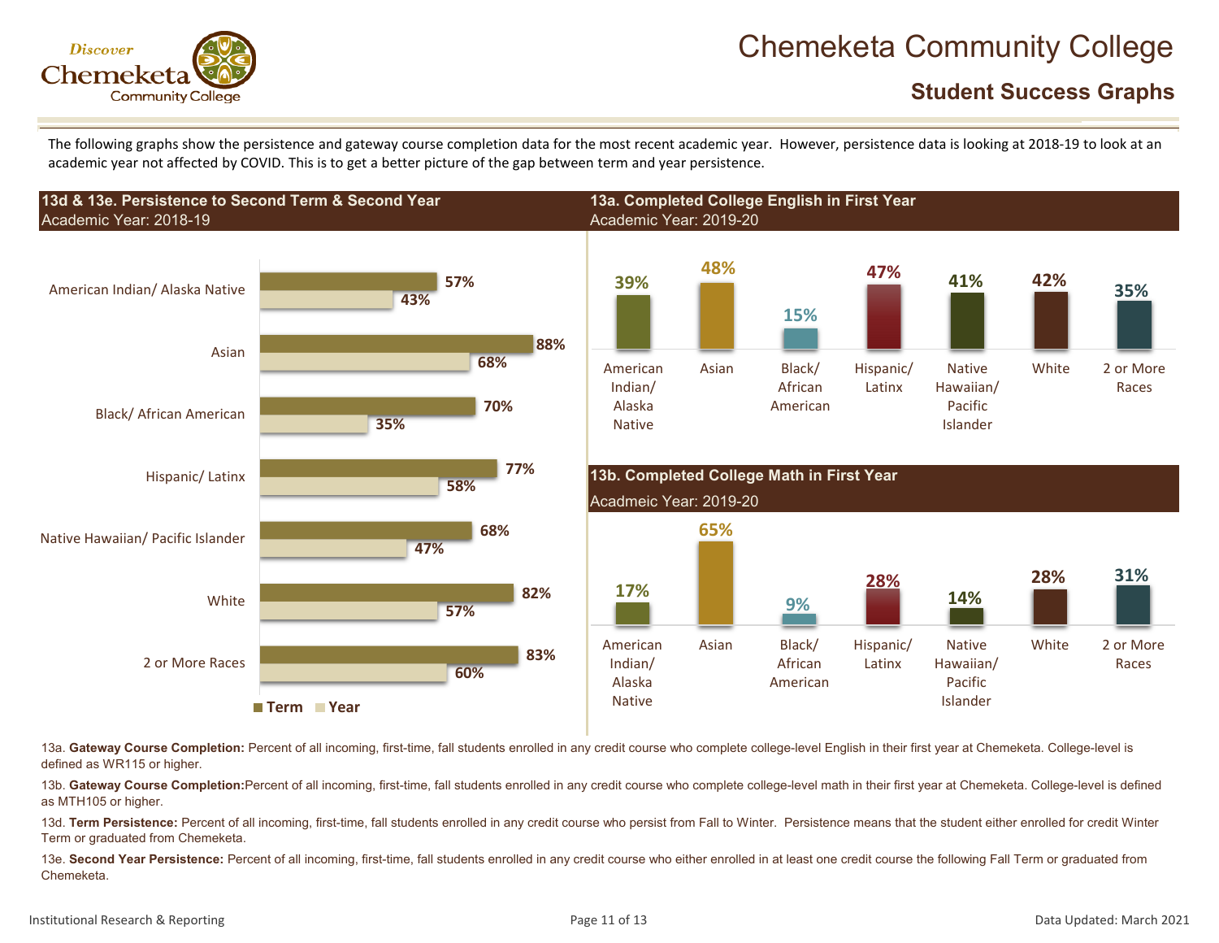# Chemeketa Community College

## Student Success Graphs

The following graphs show the persistence and gateway course completion data for the most recent academic year. However, persistence data is looking at 2018-19 to look at an academic year not affected by COVID. This is to get a better picture of the gap between term and year persistence.

### 13d & 13e. Persistence to Second Term & Second Year

Academic Year: 2018-19

| | Term | Year |
|---|---|---|
| American Indian/ Alaska Native | 57% | 43% |
| Asian | 88% | 68% |
| Black/ African American | 70% | 35% |
| Hispanic/ Latinx | 77% | 58% |
| Native Hawaiian/ Pacific Islander | 68% | 47% |
| White | 82% | 57% |
| 2 or More Races | 83% | 60% |

### 13a. Completed College English in First Year

Academic Year: 2019-20

| American Indian/ Alaska Native | Asian | Black/ African American | Hispanic/ Latinx | Native Hawaiian/ Pacific Islander | White | 2 or More Races |
|---|---|---|---|---|---|---|
| 39% | 48% | 15% | 47% | 41% | 42% | 35% |

### 13b. Completed College Math in First Year

Acadmeic Year: 2019-20

| American Indian/ Alaska Native | Asian | Black/ African American | Hispanic/ Latinx | Native Hawaiian/ Pacific Islander | White | 2 or More Races |
|---|---|---|---|---|---|---|
| 17% | 65% | 9% | 28% | 14% | 28% | 31% |

13a. **Gateway Course Completion:** Percent of all incoming, first-time, fall students enrolled in any credit course who complete college-level English in their first year at Chemeketa. College-level is defined as WR115 or higher.

13b. **Gateway Course Completion:** Percent of all incoming, first-time, fall students enrolled in any credit course who complete college-level math in their first year at Chemeketa. College-level is defined as MTH105 or higher.

13d. **Term Persistence:** Percent of all incoming, first-time, fall students enrolled in any credit course who persist from Fall to Winter. Persistence means that the student either enrolled for credit Winter Term or graduated from Chemeketa.

13e. **Second Year Persistence:** Percent of all incoming, first-time, fall students enrolled in any credit course who either enrolled in at least one credit course the following Fall Term or graduated from Chemeketa.

Institutional Research & Reporting

Data Updated: March 2021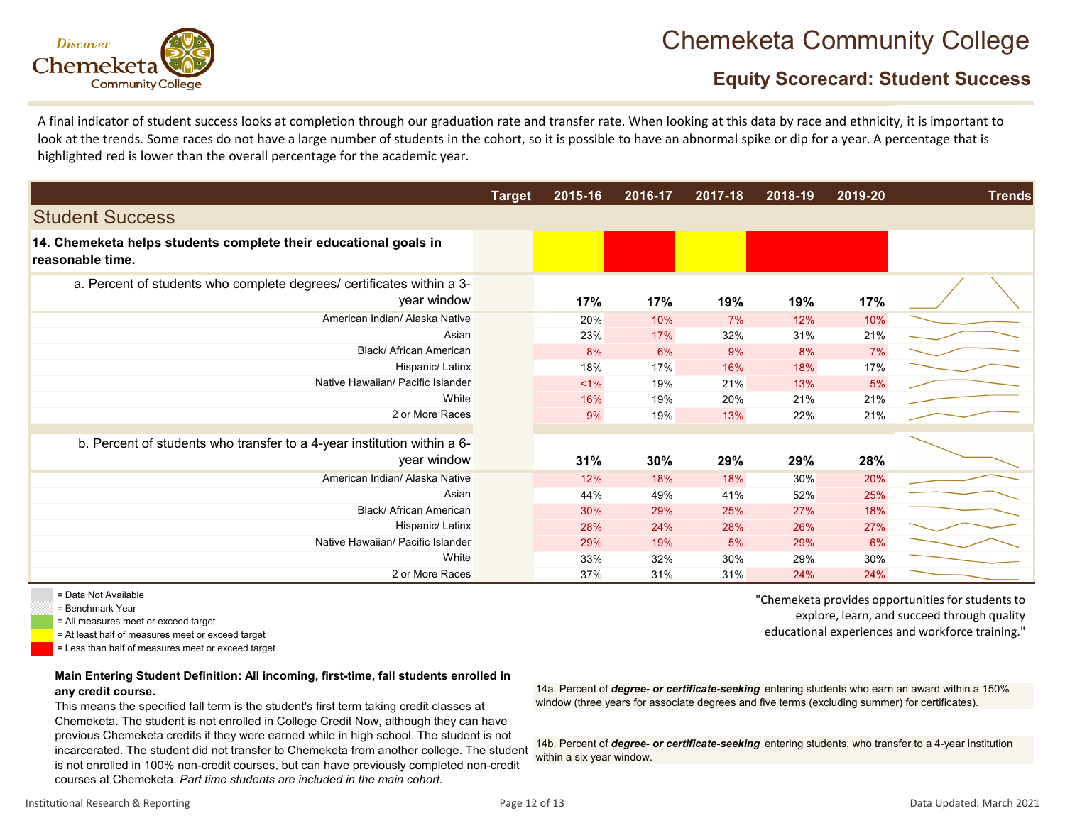# Chemeketa Community College

## Equity Scorecard: Student Success

A final indicator of student success looks at completion through our graduation rate and transfer rate. When looking at this data by race and ethnicity, it is important to look at the trends. Some races do not have a large number of students in the cohort, so it is possible to have an abnormal spike or dip for a year. A percentage that is highlighted red is lower than the overall percentage for the academic year.

| Student Success | Target | 2015-16 | 2016-17 | 2017-18 | 2018-19 | 2019-20 | Trends |
|---|---|---|---|---|---|---|---|
| **14. Chemeketa helps students complete their educational goals in reasonable time.** | | (Yellow) | (Red) | (Yellow) | (Red) | (Red) | |
| a. Percent of students who complete degrees/ certificates within a 3-year window | | **17%** | **17%** | **19%** | **19%** | **17%** | |
| American Indian/ Alaska Native | | 20% | 10% | 7% | 12% | 10% | |
| Asian | | 23% | 17% | 32% | 31% | 21% | |
| Black/ African American | | 8% | 6% | 9% | 8% | 7% | |
| Hispanic/ Latinx | | 18% | 17% | 16% | 18% | 17% | |
| Native Hawaiian/ Pacific Islander | | <1% | 19% | 21% | 13% | 5% | |
| White | | 16% | 19% | 20% | 21% | 21% | |
| 2 or More Races | | 9% | 19% | 13% | 22% | 21% | |
| b. Percent of students who transfer to a 4-year institution within a 6-year window | | **31%** | **30%** | **29%** | **29%** | **28%** | |
| American Indian/ Alaska Native | | 12% | 18% | 18% | 30% | 20% | |
| Asian | | 44% | 49% | 41% | 52% | 25% | |
| Black/ African American | | 30% | 29% | 25% | 27% | 18% | |
| Hispanic/ Latinx | | 28% | 24% | 28% | 26% | 27% | |
| Native Hawaiian/ Pacific Islander | | 29% | 19% | 5% | 29% | 6% | |
| White | | 33% | 32% | 30% | 29% | 30% | |
| 2 or More Races | | 37% | 31% | 31% | 24% | 24% | |

- = Data Not Available
- = Benchmark Year
- = All measures meet or exceed target
- = At least half of measures meet or exceed target
- = Less than half of measures meet or exceed target

"Chemeketa provides opportunities for students to explore, learn, and succeed through quality educational experiences and workforce training."

**Main Entering Student Definition: All incoming, first-time, fall students enrolled in any credit course.**

This means the specified fall term is the student's first term taking credit classes at Chemeketa. The student is not enrolled in College Credit Now, although they can have previous Chemeketa credits if they were earned while in high school. The student is not incarcerated. The student did not transfer to Chemeketa from another college. The student is not enrolled in 100% non-credit courses, but can have previously completed non-credit courses at Chemeketa. *Part time students are included in the main cohort.*

14a. Percent of ***degree- or certificate-seeking*** entering students who earn an award within a 150% window (three years for associate degrees and five terms (excluding summer) for certificates).

14b. Percent of ***degree- or certificate-seeking*** entering students, who transfer to a 4-year institution within a six year window.

Institutional Research & Reporting

Data Updated: March 2021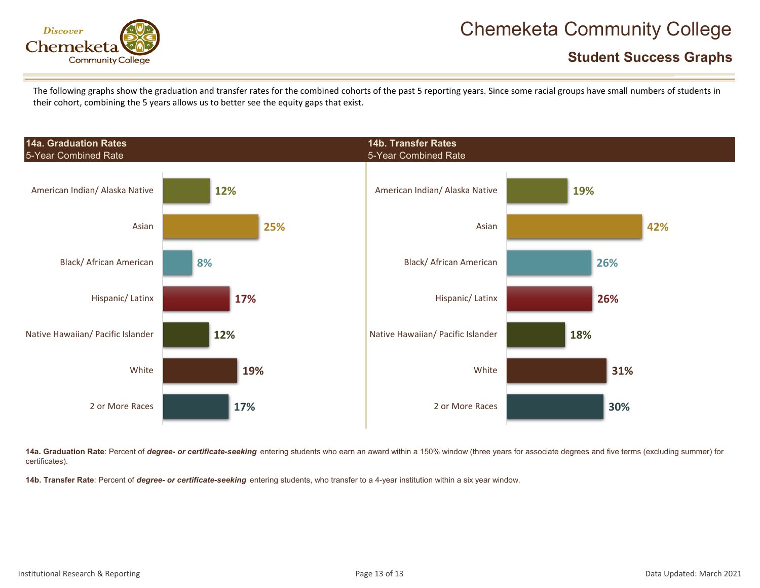# Chemeketa Community College

## Student Success Graphs

The following graphs show the graduation and transfer rates for the combined cohorts of the past 5 reporting years. Since some racial groups have small numbers of students in their cohort, combining the 5 years allows us to better see the equity gaps that exist.

### 14a. Graduation Rates

5-Year Combined Rate

American Indian/ Alaska Native 12%

Asian 25%

Black/ African American 8%

Hispanic/ Latinx 17%

Native Hawaiian/ Pacific Islander 12%

White 19%

2 or More Races 17%

### 14b. Transfer Rates

5-Year Combined Rate

American Indian/ Alaska Native 19%

Asian 42%

Black/ African American 26%

Hispanic/ Latinx 26%

Native Hawaiian/ Pacific Islander 18%

White 31%

2 or More Races 30%

**14a. Graduation Rate**: Percent of ***degree- or certificate-seeking*** entering students who earn an award within a 150% window (three years for associate degrees and five terms (excluding summer) for certificates).

**14b. Transfer Rate**: Percent of ***degree- or certificate-seeking*** entering students, who transfer to a 4-year institution within a six year window.

Institutional Research & Reporting

Data Updated: March 2021